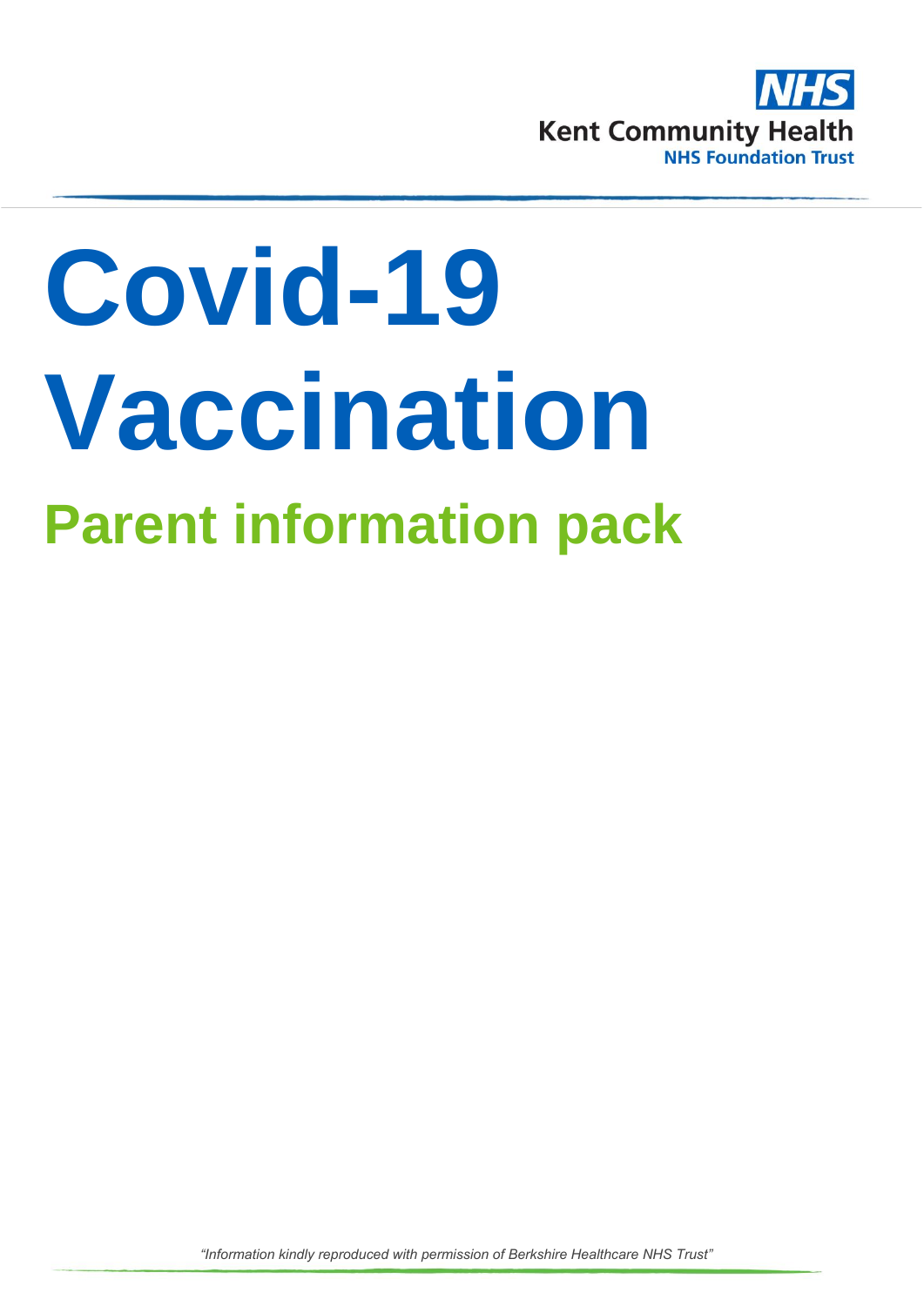NHS

Kent Community Health
NHS Foundation Trust

# Covid-19 Vaccination

## Parent information pack

*"Information kindly reproduced with permission of Berkshire Healthcare NHS Trust"*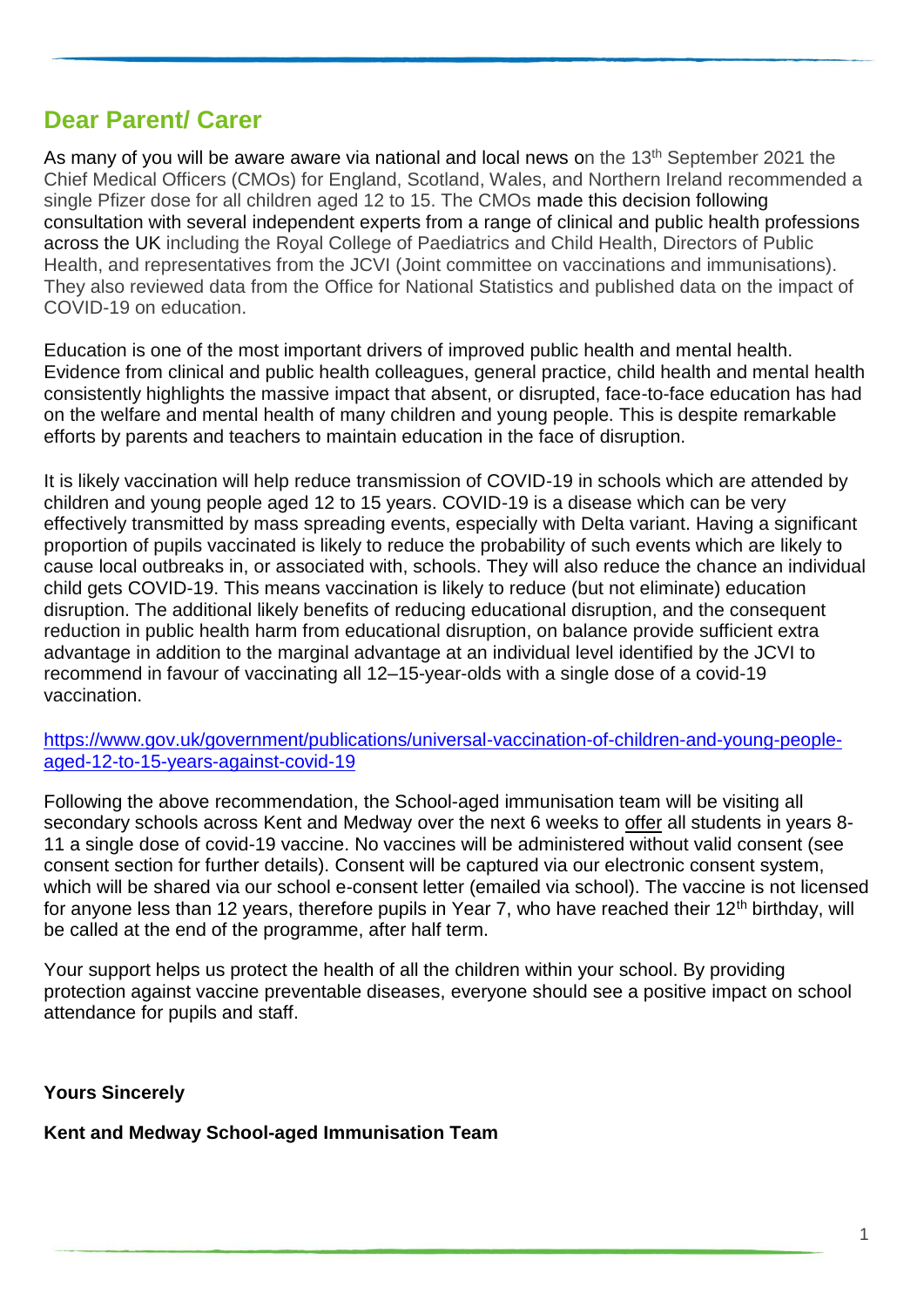## Dear Parent/ Carer

As many of you will be aware aware via national and local news on the 13th September 2021 the Chief Medical Officers (CMOs) for England, Scotland, Wales, and Northern Ireland recommended a single Pfizer dose for all children aged 12 to 15. The CMOs made this decision following consultation with several independent experts from a range of clinical and public health professions across the UK including the Royal College of Paediatrics and Child Health, Directors of Public Health, and representatives from the JCVI (Joint committee on vaccinations and immunisations). They also reviewed data from the Office for National Statistics and published data on the impact of COVID-19 on education.

Education is one of the most important drivers of improved public health and mental health. Evidence from clinical and public health colleagues, general practice, child health and mental health consistently highlights the massive impact that absent, or disrupted, face-to-face education has had on the welfare and mental health of many children and young people. This is despite remarkable efforts by parents and teachers to maintain education in the face of disruption.

It is likely vaccination will help reduce transmission of COVID-19 in schools which are attended by children and young people aged 12 to 15 years. COVID-19 is a disease which can be very effectively transmitted by mass spreading events, especially with Delta variant. Having a significant proportion of pupils vaccinated is likely to reduce the probability of such events which are likely to cause local outbreaks in, or associated with, schools. They will also reduce the chance an individual child gets COVID-19. This means vaccination is likely to reduce (but not eliminate) education disruption. The additional likely benefits of reducing educational disruption, and the consequent reduction in public health harm from educational disruption, on balance provide sufficient extra advantage in addition to the marginal advantage at an individual level identified by the JCVI to recommend in favour of vaccinating all 12–15-year-olds with a single dose of a covid-19 vaccination.

https://www.gov.uk/government/publications/universal-vaccination-of-children-and-young-people-aged-12-to-15-years-against-covid-19

Following the above recommendation, the School-aged immunisation team will be visiting all secondary schools across Kent and Medway over the next 6 weeks to offer all students in years 8-11 a single dose of covid-19 vaccine. No vaccines will be administered without valid consent (see consent section for further details). Consent will be captured via our electronic consent system, which will be shared via our school e-consent letter (emailed via school). The vaccine is not licensed for anyone less than 12 years, therefore pupils in Year 7, who have reached their 12th birthday, will be called at the end of the programme, after half term.

Your support helps us protect the health of all the children within your school. By providing protection against vaccine preventable diseases, everyone should see a positive impact on school attendance for pupils and staff.

**Yours Sincerely**

**Kent and Medway School-aged Immunisation Team**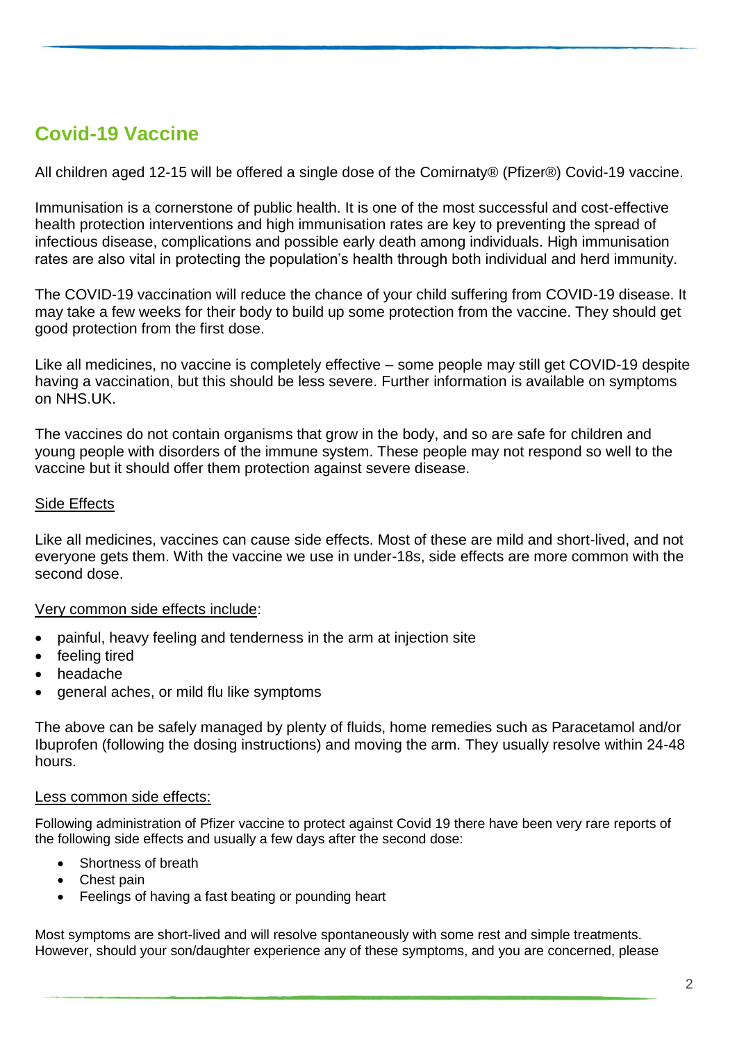## Covid-19 Vaccine

All children aged 12-15 will be offered a single dose of the Comirnaty® (Pfizer®) Covid-19 vaccine.

Immunisation is a cornerstone of public health. It is one of the most successful and cost-effective health protection interventions and high immunisation rates are key to preventing the spread of infectious disease, complications and possible early death among individuals. High immunisation rates are also vital in protecting the population's health through both individual and herd immunity.

The COVID-19 vaccination will reduce the chance of your child suffering from COVID-19 disease. It may take a few weeks for their body to build up some protection from the vaccine. They should get good protection from the first dose.

Like all medicines, no vaccine is completely effective – some people may still get COVID-19 despite having a vaccination, but this should be less severe. Further information is available on symptoms on NHS.UK.

The vaccines do not contain organisms that grow in the body, and so are safe for children and young people with disorders of the immune system. These people may not respond so well to the vaccine but it should offer them protection against severe disease.

<u>Side Effects</u>

Like all medicines, vaccines can cause side effects. Most of these are mild and short-lived, and not everyone gets them. With the vaccine we use in under-18s, side effects are more common with the second dose.

<u>Very common side effects include</u>:

- painful, heavy feeling and tenderness in the arm at injection site
- feeling tired
- headache
- general aches, or mild flu like symptoms

The above can be safely managed by plenty of fluids, home remedies such as Paracetamol and/or Ibuprofen (following the dosing instructions) and moving the arm. They usually resolve within 24-48 hours.

<u>Less common side effects:</u>

Following administration of Pfizer vaccine to protect against Covid 19 there have been very rare reports of the following side effects and usually a few days after the second dose:

- Shortness of breath
- Chest pain
- Feelings of having a fast beating or pounding heart

Most symptoms are short-lived and will resolve spontaneously with some rest and simple treatments. However, should your son/daughter experience any of these symptoms, and you are concerned, please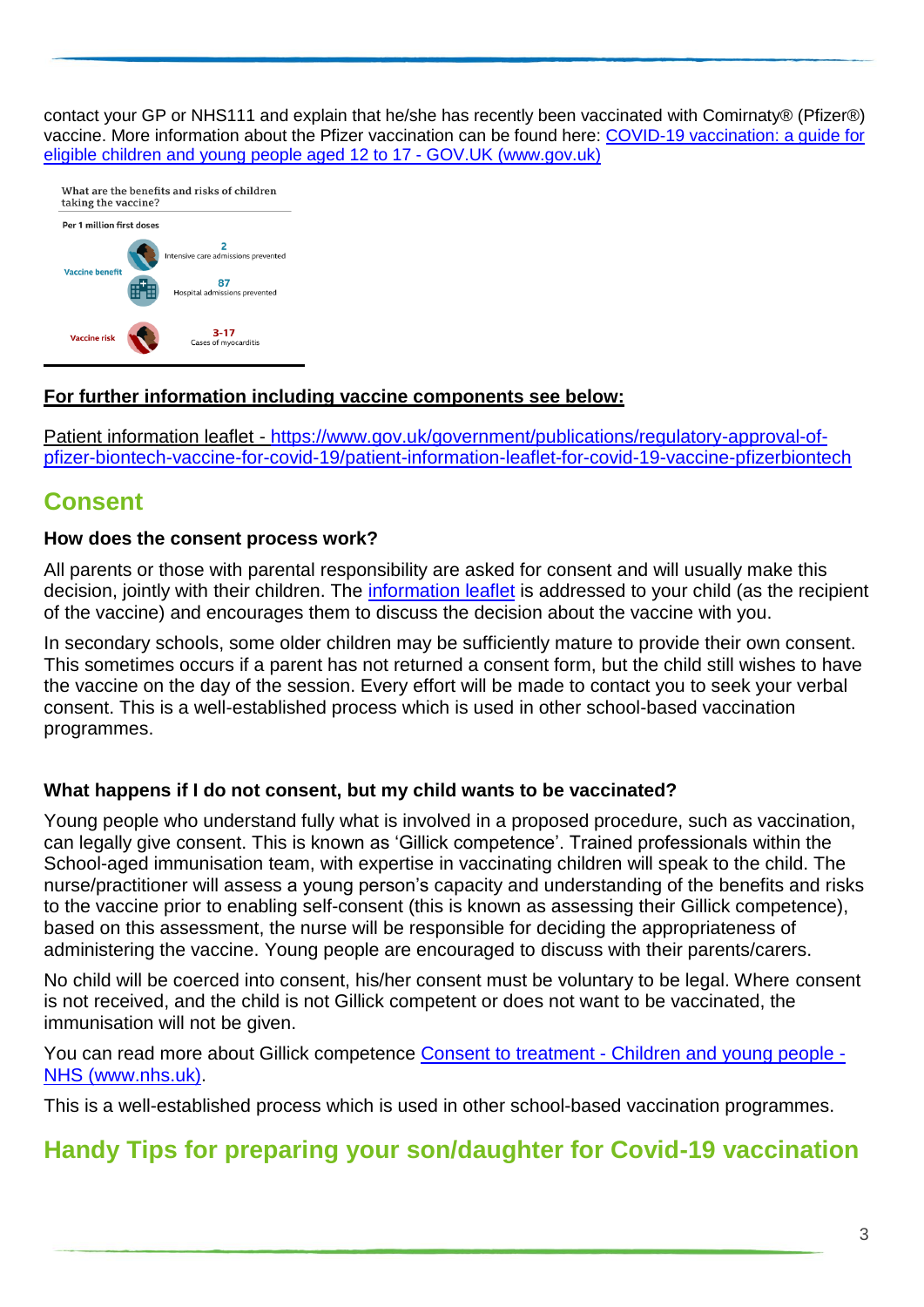contact your GP or NHS111 and explain that he/she has recently been vaccinated with Comirnaty® (Pfizer®) vaccine. More information about the Pfizer vaccination can be found here: [COVID-19 vaccination: a guide for eligible children and young people aged 12 to 17 - GOV.UK (www.gov.uk)]()

What are the benefits and risks of children taking the vaccine?

Per 1 million first doses

Vaccine benefit

2
Intensive care admissions prevented

87
Hospital admissions prevented

Vaccine risk

3-17
Cases of myocarditis

**For further information including vaccine components see below:**

Patient information leaflet - https://www.gov.uk/government/publications/regulatory-approval-of-pfizer-biontech-vaccine-for-covid-19/patient-information-leaflet-for-covid-19-vaccine-pfizerbiontech

## Consent

### How does the consent process work?

All parents or those with parental responsibility are asked for consent and will usually make this decision, jointly with their children. The [information leaflet]() is addressed to your child (as the recipient of the vaccine) and encourages them to discuss the decision about the vaccine with you.

In secondary schools, some older children may be sufficiently mature to provide their own consent. This sometimes occurs if a parent has not returned a consent form, but the child still wishes to have the vaccine on the day of the session. Every effort will be made to contact you to seek your verbal consent. This is a well-established process which is used in other school-based vaccination programmes.

### What happens if I do not consent, but my child wants to be vaccinated?

Young people who understand fully what is involved in a proposed procedure, such as vaccination, can legally give consent. This is known as 'Gillick competence'. Trained professionals within the School-aged immunisation team, with expertise in vaccinating children will speak to the child. The nurse/practitioner will assess a young person's capacity and understanding of the benefits and risks to the vaccine prior to enabling self-consent (this is known as assessing their Gillick competence), based on this assessment, the nurse will be responsible for deciding the appropriateness of administering the vaccine. Young people are encouraged to discuss with their parents/carers.

No child will be coerced into consent, his/her consent must be voluntary to be legal. Where consent is not received, and the child is not Gillick competent or does not want to be vaccinated, the immunisation will not be given.

You can read more about Gillick competence [Consent to treatment - Children and young people - NHS (www.nhs.uk)]().

This is a well-established process which is used in other school-based vaccination programmes.

## Handy Tips for preparing your son/daughter for Covid-19 vaccination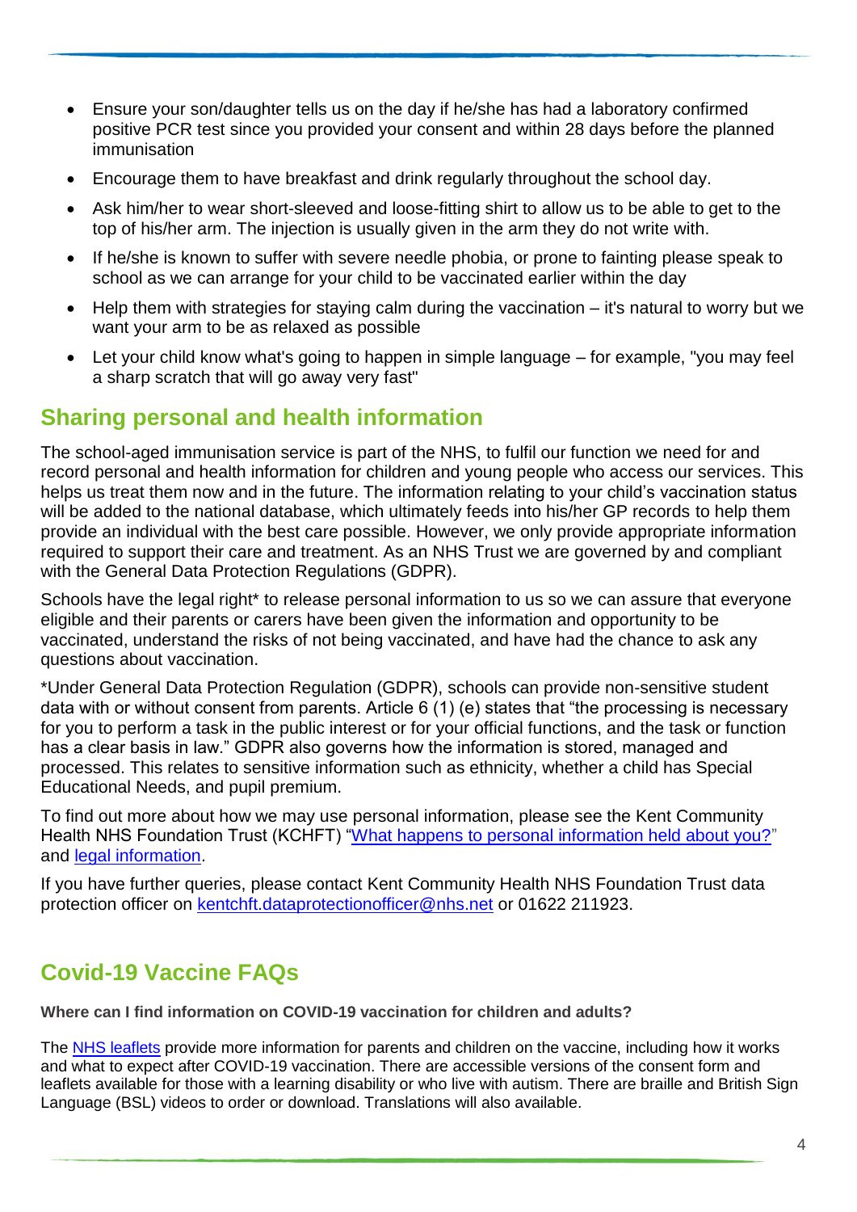- Ensure your son/daughter tells us on the day if he/she has had a laboratory confirmed positive PCR test since you provided your consent and within 28 days before the planned immunisation
- Encourage them to have breakfast and drink regularly throughout the school day.
- Ask him/her to wear short-sleeved and loose-fitting shirt to allow us to be able to get to the top of his/her arm. The injection is usually given in the arm they do not write with.
- If he/she is known to suffer with severe needle phobia, or prone to fainting please speak to school as we can arrange for your child to be vaccinated earlier within the day
- Help them with strategies for staying calm during the vaccination – it's natural to worry but we want your arm to be as relaxed as possible
- Let your child know what's going to happen in simple language – for example, "you may feel a sharp scratch that will go away very fast"

## Sharing personal and health information

The school-aged immunisation service is part of the NHS, to fulfil our function we need for and record personal and health information for children and young people who access our services. This helps us treat them now and in the future. The information relating to your child's vaccination status will be added to the national database, which ultimately feeds into his/her GP records to help them provide an individual with the best care possible. However, we only provide appropriate information required to support their care and treatment. As an NHS Trust we are governed by and compliant with the General Data Protection Regulations (GDPR).

Schools have the legal right* to release personal information to us so we can assure that everyone eligible and their parents or carers have been given the information and opportunity to be vaccinated, understand the risks of not being vaccinated, and have had the chance to ask any questions about vaccination.

*Under General Data Protection Regulation (GDPR), schools can provide non-sensitive student data with or without consent from parents. Article 6 (1) (e) states that "the processing is necessary for you to perform a task in the public interest or for your official functions, and the task or function has a clear basis in law." GDPR also governs how the information is stored, managed and processed. This relates to sensitive information such as ethnicity, whether a child has Special Educational Needs, and pupil premium.

To find out more about how we may use personal information, please see the Kent Community Health NHS Foundation Trust (KCHFT) "What happens to personal information held about you?" and legal information.

If you have further queries, please contact Kent Community Health NHS Foundation Trust data protection officer on kentchft.dataprotectionofficer@nhs.net or 01622 211923.

## Covid-19 Vaccine FAQs

**Where can I find information on COVID-19 vaccination for children and adults?**

The NHS leaflets provide more information for parents and children on the vaccine, including how it works and what to expect after COVID-19 vaccination. There are accessible versions of the consent form and leaflets available for those with a learning disability or who live with autism. There are braille and British Sign Language (BSL) videos to order or download. Translations will also available.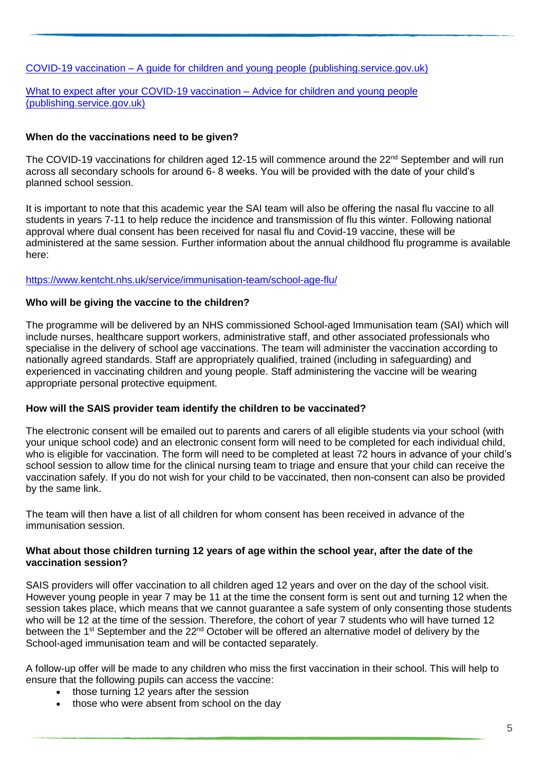[COVID-19 vaccination – A guide for children and young people (publishing.service.gov.uk)]

[What to expect after your COVID-19 vaccination – Advice for children and young people (publishing.service.gov.uk)]

**When do the vaccinations need to be given?**

The COVID-19 vaccinations for children aged 12-15 will commence around the 22nd September and will run across all secondary schools for around 6- 8 weeks. You will be provided with the date of your child's planned school session.

It is important to note that this academic year the SAI team will also be offering the nasal flu vaccine to all students in years 7-11 to help reduce the incidence and transmission of flu this winter. Following national approval where dual consent has been received for nasal flu and Covid-19 vaccine, these will be administered at the same session. Further information about the annual childhood flu programme is available here:

https://www.kentcht.nhs.uk/service/immunisation-team/school-age-flu/

**Who will be giving the vaccine to the children?**

The programme will be delivered by an NHS commissioned School-aged Immunisation team (SAI) which will include nurses, healthcare support workers, administrative staff, and other associated professionals who specialise in the delivery of school age vaccinations. The team will administer the vaccination according to nationally agreed standards. Staff are appropriately qualified, trained (including in safeguarding) and experienced in vaccinating children and young people. Staff administering the vaccine will be wearing appropriate personal protective equipment.

**How will the SAIS provider team identify the children to be vaccinated?**

The electronic consent will be emailed out to parents and carers of all eligible students via your school (with your unique school code) and an electronic consent form will need to be completed for each individual child, who is eligible for vaccination. The form will need to be completed at least 72 hours in advance of your child's school session to allow time for the clinical nursing team to triage and ensure that your child can receive the vaccination safely. If you do not wish for your child to be vaccinated, then non-consent can also be provided by the same link.

The team will then have a list of all children for whom consent has been received in advance of the immunisation session.

**What about those children turning 12 years of age within the school year, after the date of the vaccination session?**

SAIS providers will offer vaccination to all children aged 12 years and over on the day of the school visit. However young people in year 7 may be 11 at the time the consent form is sent out and turning 12 when the session takes place, which means that we cannot guarantee a safe system of only consenting those students who will be 12 at the time of the session. Therefore, the cohort of year 7 students who will have turned 12 between the 1st September and the 22nd October will be offered an alternative model of delivery by the School-aged immunisation team and will be contacted separately.

A follow-up offer will be made to any children who miss the first vaccination in their school. This will help to ensure that the following pupils can access the vaccine:

- those turning 12 years after the session
- those who were absent from school on the day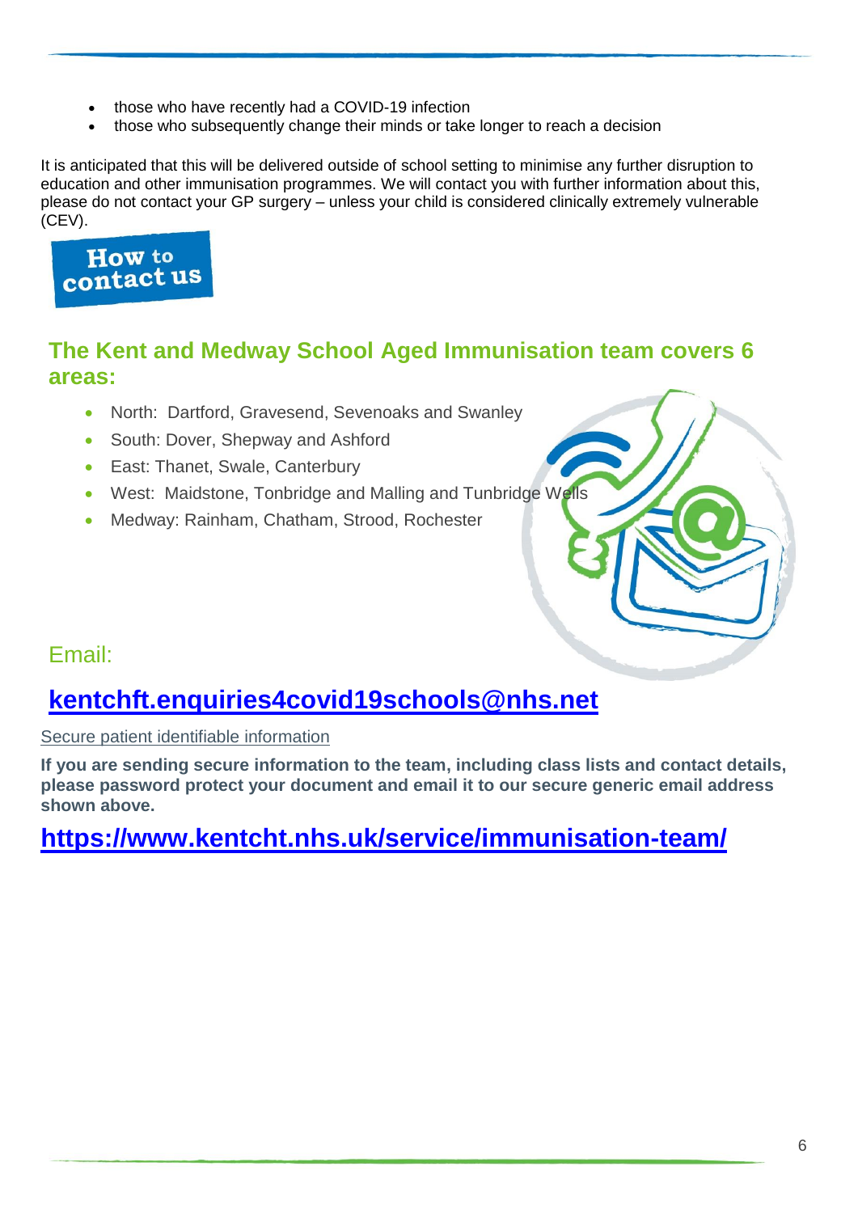- those who have recently had a COVID-19 infection
- those who subsequently change their minds or take longer to reach a decision

It is anticipated that this will be delivered outside of school setting to minimise any further disruption to education and other immunisation programmes. We will contact you with further information about this, please do not contact your GP surgery – unless your child is considered clinically extremely vulnerable (CEV).

**How to contact us**

## The Kent and Medway School Aged Immunisation team covers 6 areas:

- North: Dartford, Gravesend, Sevenoaks and Swanley
- South: Dover, Shepway and Ashford
- East: Thanet, Swale, Canterbury
- West: Maidstone, Tonbridge and Malling and Tunbridge Wells
- Medway: Rainham, Chatham, Strood, Rochester

Email:

**kentchft.enquiries4covid19schools@nhs.net**

Secure patient identifiable information

**If you are sending secure information to the team, including class lists and contact details, please password protect your document and email it to our secure generic email address shown above.**

**https://www.kentcht.nhs.uk/service/immunisation-team/**